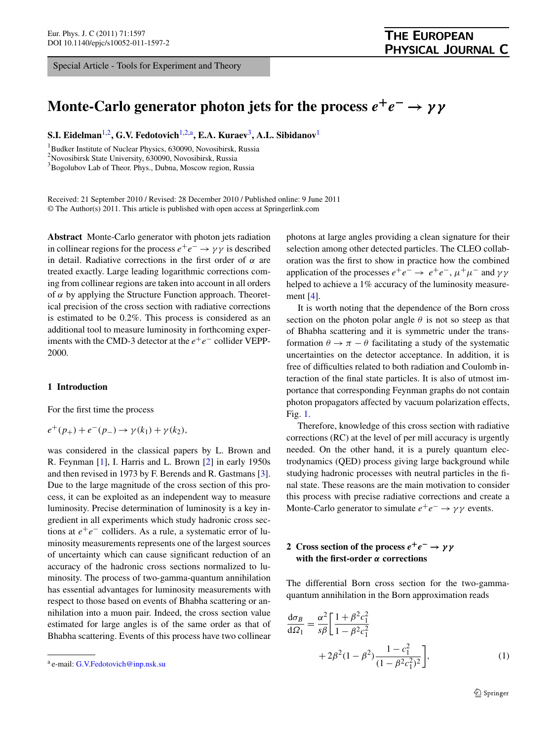Special Article - Tools for Experiment and Theory

# Monte-Carlo generator photon jets for the process $e^+e^- \to \gamma\gamma$

**S.I. Eidelman**[1,2], **G.V. Fedotovich**[1,2,a], **E.A. Kuraev**[3], **A.L. Sibidanov**[1]

[1] Budker Institute of Nuclear Physics, 630090, Novosibirsk, Russia
[2] Novosibirsk State University, 630090, Novosibirsk, Russia
[3] Bogolubov Lab of Theor. Phys., Dubna, Moscow region, Russia

Received: 21 September 2010 / Revised: 28 December 2010 / Published online: 9 June 2011
© The Author(s) 2011. This article is published with open access at Springerlink.com

**Abstract** Monte-Carlo generator with photon jets radiation in collinear regions for the process $e^+e^- \to \gamma\gamma$ is described in detail. Radiative corrections in the first order of $\alpha$ are treated exactly. Large leading logarithmic corrections coming from collinear regions are taken into account in all orders of $\alpha$ by applying the Structure Function approach. Theoretical precision of the cross section with radiative corrections is estimated to be 0.2%. This process is considered as an additional tool to measure luminosity in forthcoming experiments with the CMD-3 detector at the $e^+e^-$ collider VEPP-2000.

## 1 Introduction

For the first time the process

$$e^+(p_+) + e^-(p_-) \to \gamma(k_1) + \gamma(k_2),$$

was considered in the classical papers by L. Brown and R. Feynman [1], I. Harris and L. Brown [2] in early 1950s and then revised in 1973 by F. Berends and R. Gastmans [3]. Due to the large magnitude of the cross section of this process, it can be exploited as an independent way to measure luminosity. Precise determination of luminosity is a key ingredient in all experiments which study hadronic cross sections at $e^+e^-$ colliders. As a rule, a systematic error of luminosity measurements represents one of the largest sources of uncertainty which can cause significant reduction of an accuracy of the hadronic cross sections normalized to luminosity. The process of two-gamma-quantum annihilation has essential advantages for luminosity measurements with respect to those based on events of Bhabha scattering or annihilation into a muon pair. Indeed, the cross section value estimated for large angles is of the same order as that of Bhabha scattering. Events of this process have two collinear photons at large angles providing a clean signature for their selection among other detected particles. The CLEO collaboration was the first to show in practice how the combined application of the processes $e^+e^- \to e^+e^-$, $\mu^+\mu^-$ and $\gamma\gamma$ helped to achieve a 1% accuracy of the luminosity measurement [4].

It is worth noting that the dependence of the Born cross section on the photon polar angle $\theta$ is not so steep as that of Bhabha scattering and it is symmetric under the transformation $\theta \to \pi - \theta$ facilitating a study of the systematic uncertainties on the detector acceptance. In addition, it is free of difficulties related to both radiation and Coulomb interaction of the final state particles. It is also of utmost importance that corresponding Feynman graphs do not contain photon propagators affected by vacuum polarization effects, Fig. 1.

Therefore, knowledge of this cross section with radiative corrections (RC) at the level of per mill accuracy is urgently needed. On the other hand, it is a purely quantum electrodynamics (QED) process giving large background while studying hadronic processes with neutral particles in the final state. These reasons are the main motivation to consider this process with precise radiative corrections and create a Monte-Carlo generator to simulate $e^+e^- \to \gamma\gamma$ events.

## 2 Cross section of the process $e^+e^- \to \gamma\gamma$ with the first-order $\alpha$ corrections

The differential Born cross section for the two-gamma-quantum annihilation in the Born approximation reads

$$\frac{\mathrm{d}\sigma_B}{\mathrm{d}\Omega_1} = \frac{\alpha^2}{s\beta}\left[\frac{1+\beta^2 c_1^2}{1-\beta^2 c_1^2} + 2\beta^2(1-\beta^2)\frac{1-c_1^2}{(1-\beta^2 c_1^2)^2}\right], \tag{1}$$

[a] e-mail: G.V.Fedotovich@inp.nsk.su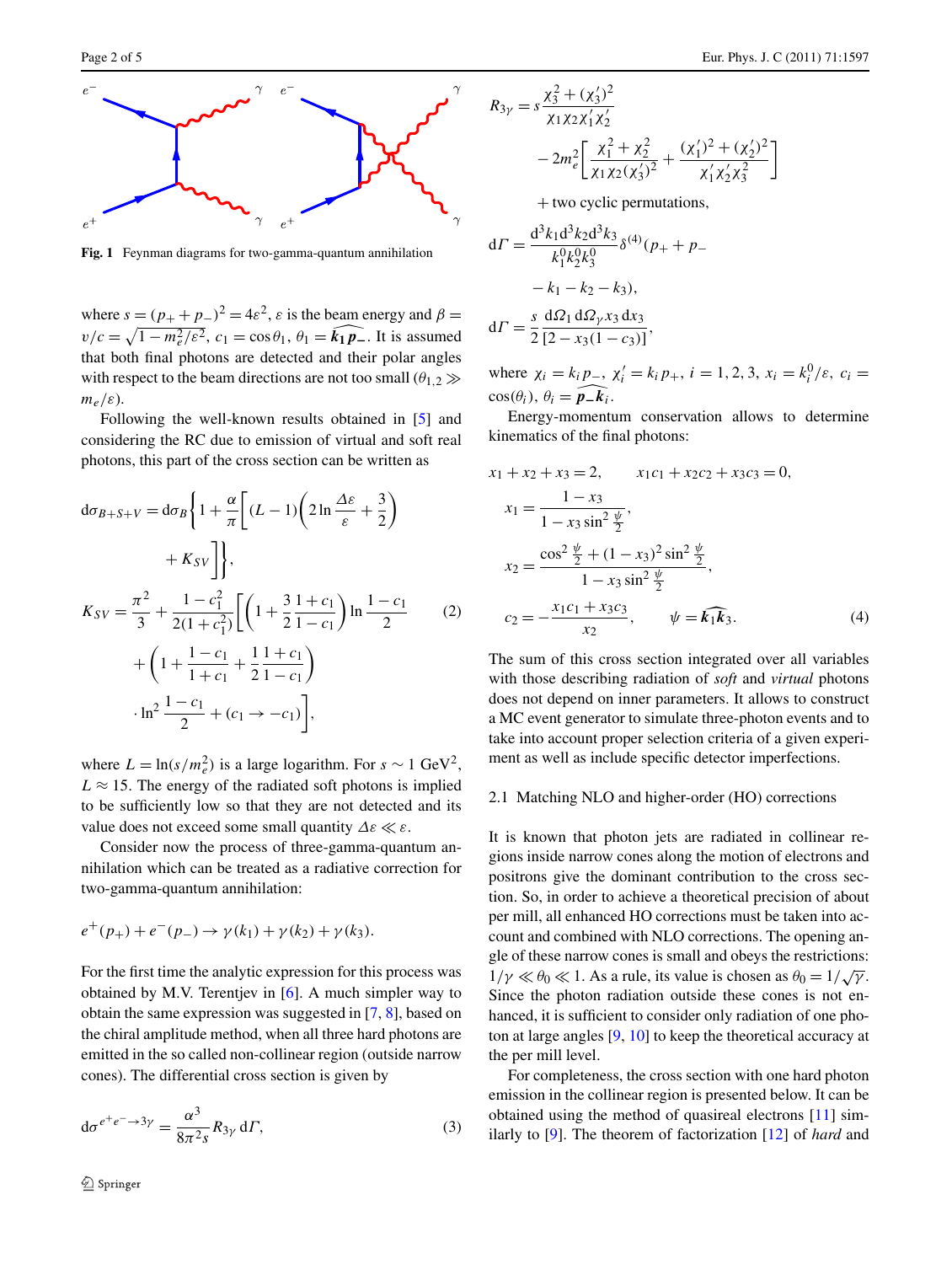Fig. 1 Feynman diagrams for two-gamma-quantum annihilation

where $s = (p_+ + p_-)^2 = 4\varepsilon^2$, $\varepsilon$ is the beam energy and $\beta = v/c = \sqrt{1 - m_e^2/\varepsilon^2}$, $c_1 = \cos\theta_1$, $\theta_1 = \widehat{\boldsymbol{k}_1 \boldsymbol{p}_-}$. It is assumed that both final photons are detected and their polar angles with respect to the beam directions are not too small ($\theta_{1,2} \gg m_e/\varepsilon$).

Following the well-known results obtained in [5] and considering the RC due to emission of virtual and soft real photons, this part of the cross section can be written as

$$
\begin{aligned}
\mathrm{d}\sigma_{B+S+V} &= \mathrm{d}\sigma_B \left\{ 1 + \frac{\alpha}{\pi} \left[ (L-1)\left( 2\ln\frac{\Delta\varepsilon}{\varepsilon} + \frac{3}{2} \right) + K_{SV} \right] \right\}, \\
K_{SV} &= \frac{\pi^2}{3} + \frac{1-c_1^2}{2(1+c_1^2)} \left[ \left( 1 + \frac{3}{2}\frac{1+c_1}{1-c_1} \right) \ln\frac{1-c_1}{2} \right. \\
&\quad + \left( 1 + \frac{1-c_1}{1+c_1} + \frac{1}{2}\frac{1+c_1}{1-c_1} \right) \\
&\quad \left. \cdot \ln^2\frac{1-c_1}{2} + (c_1 \to -c_1) \right],
\end{aligned} \tag{2}
$$

where $L = \ln(s/m_e^2)$ is a large logarithm. For $s \sim 1\ \mathrm{GeV}^2$, $L \approx 15$. The energy of the radiated soft photons is implied to be sufficiently low so that they are not detected and its value does not exceed some small quantity $\Delta\varepsilon \ll \varepsilon$.

Consider now the process of three-gamma-quantum annihilation which can be treated as a radiative correction for two-gamma-quantum annihilation:

$$
e^+(p_+) + e^-(p_-) \to \gamma(k_1) + \gamma(k_2) + \gamma(k_3).
$$

For the first time the analytic expression for this process was obtained by M.V. Terentjev in [6]. A much simpler way to obtain the same expression was suggested in [7, 8], based on the chiral amplitude method, when all three hard photons are emitted in the so called non-collinear region (outside narrow cones). The differential cross section is given by

$$
\mathrm{d}\sigma^{e^+e^- \to 3\gamma} = \frac{\alpha^3}{8\pi^2 s} R_{3\gamma}\, \mathrm{d}\Gamma, \tag{3}
$$

$$
\begin{aligned}
R_{3\gamma} &= s \frac{\chi_3^2 + (\chi_3')^2}{\chi_1\chi_2\chi_1'\chi_2'} \\
&\quad - 2m_e^2 \left[ \frac{\chi_1^2 + \chi_2^2}{\chi_1\chi_2(\chi_3')^2} + \frac{(\chi_1')^2 + (\chi_2')^2}{\chi_1'\chi_2'\chi_3^2} \right] \\
&\quad + \text{two cyclic permutations}, \\
\mathrm{d}\Gamma &= \frac{\mathrm{d}^3k_1\mathrm{d}^3k_2\mathrm{d}^3k_3}{k_1^0k_2^0k_3^0} \delta^{(4)}(p_+ + p_- \\
&\quad - k_1 - k_2 - k_3), \\
\mathrm{d}\Gamma &= \frac{s}{2} \frac{\mathrm{d}\Omega_1\,\mathrm{d}\Omega_{2\gamma}x_3\,\mathrm{d}x_3}{[2 - x_3(1-c_3)]},
\end{aligned}
$$

where $\chi_i = k_i p_-$, $\chi_i' = k_i p_+$, $i = 1, 2, 3$, $x_i = k_i^0/\varepsilon$, $c_i = \cos(\theta_i)$, $\theta_i = \widehat{\boldsymbol{p}_- \boldsymbol{k}_i}$.

Energy-momentum conservation allows to determine kinematics of the final photons:

$$
\begin{aligned}
&x_1 + x_2 + x_3 = 2, \qquad x_1c_1 + x_2c_2 + x_3c_3 = 0, \\
&x_1 = \frac{1 - x_3}{1 - x_3\sin^2\frac{\psi}{2}}, \\
&x_2 = \frac{\cos^2\frac{\psi}{2} + (1-x_3)^2\sin^2\frac{\psi}{2}}{1 - x_3\sin^2\frac{\psi}{2}}, \\
&c_2 = -\frac{x_1c_1 + x_3c_3}{x_2}, \qquad \psi = \widehat{\boldsymbol{k}_1\boldsymbol{k}_3}.
\end{aligned} \tag{4}
$$

The sum of this cross section integrated over all variables with those describing radiation of *soft* and *virtual* photons does not depend on inner parameters. It allows to construct a MC event generator to simulate three-photon events and to take into account proper selection criteria of a given experiment as well as include specific detector imperfections.

### 2.1 Matching NLO and higher-order (HO) corrections

It is known that photon jets are radiated in collinear regions inside narrow cones along the motion of electrons and positrons give the dominant contribution to the cross section. So, in order to achieve a theoretical precision of about per mill, all enhanced HO corrections must be taken into account and combined with NLO corrections. The opening angle of these narrow cones is small and obeys the restrictions: $1/\gamma \ll \theta_0 \ll 1$. As a rule, its value is chosen as $\theta_0 = 1/\sqrt{\gamma}$. Since the photon radiation outside these cones is not enhanced, it is sufficient to consider only radiation of one photon at large angles [9, 10] to keep the theoretical accuracy at the per mill level.

For completeness, the cross section with one hard photon emission in the collinear region is presented below. It can be obtained using the method of quasireal electrons [11] similarly to [9]. The theorem of factorization [12] of *hard* and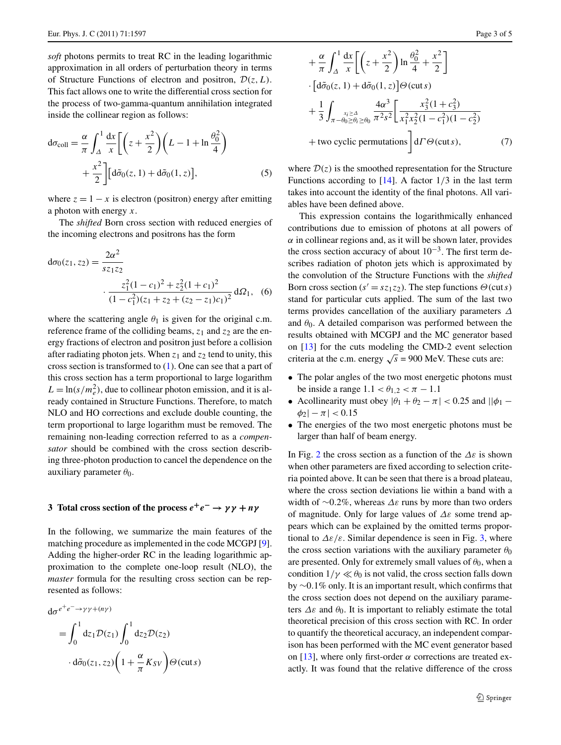*soft* photons permits to treat RC in the leading logarithmic approximation in all orders of perturbation theory in terms of Structure Functions of electron and positron, $\mathcal{D}(z, L)$. This fact allows one to write the differential cross section for the process of two-gamma-quantum annihilation integrated inside the collinear region as follows:

$$\mathrm{d}\sigma_{\mathrm{coll}} = \frac{\alpha}{\pi}\int_{\Delta}^{1}\frac{\mathrm{d}x}{x}\left[\left(z+\frac{x^2}{2}\right)\left(L-1+\ln\frac{\theta_0^2}{4}\right) + \frac{x^2}{2}\right]\left[\mathrm{d}\tilde{\sigma}_0(z,1)+\mathrm{d}\tilde{\sigma}_0(1,z)\right], \quad (5)$$

where $z = 1 - x$ is electron (positron) energy after emitting a photon with energy $x$.

The *shifted* Born cross section with reduced energies of the incoming electrons and positrons has the form

$$\mathrm{d}\sigma_0(z_1, z_2) = \frac{2\alpha^2}{s z_1 z_2} \cdot \frac{z_1^2(1-c_1)^2 + z_2^2(1+c_1)^2}{(1-c_1^2)(z_1+z_2+(z_2-z_1)c_1)^2}\,\mathrm{d}\Omega_1, \quad (6)$$

where the scattering angle $\theta_1$ is given for the original c.m. reference frame of the colliding beams, $z_1$ and $z_2$ are the energy fractions of electron and positron just before a collision after radiating photon jets. When $z_1$ and $z_2$ tend to unity, this cross section is transformed to (1). One can see that a part of this cross section has a term proportional to large logarithm $L = \ln(s/m_e^2)$, due to collinear photon emission, and it is already contained in Structure Functions. Therefore, to match NLO and HO corrections and exclude double counting, the term proportional to large logarithm must be removed. The remaining non-leading correction referred to as a *compensator* should be combined with the cross section describing three-photon production to cancel the dependence on the auxiliary parameter $\theta_0$.

## 3 Total cross section of the process $e^+e^- \to \gamma\gamma + n\gamma$

In the following, we summarize the main features of the matching procedure as implemented in the code MCGPJ [9]. Adding the higher-order RC in the leading logarithmic approximation to the complete one-loop result (NLO), the *master* formula for the resulting cross section can be represented as follows:

$$\begin{aligned}
\mathrm{d}\sigma^{e^+e^-\to\gamma\gamma+(n\gamma)} &= \int_0^1 \mathrm{d}z_1\mathcal{D}(z_1)\int_0^1 \mathrm{d}z_2\mathcal{D}(z_2) \cdot \mathrm{d}\tilde{\sigma}_0(z_1,z_2)\left(1+\frac{\alpha}{\pi}K_{SV}\right)\Theta(\mathrm{cut}\,s) \\
&+ \frac{\alpha}{\pi}\int_{\Delta}^{1}\frac{\mathrm{d}x}{x}\left[\left(z+\frac{x^2}{2}\right)\ln\frac{\theta_0^2}{4}+\frac{x^2}{2}\right] \cdot \left[\mathrm{d}\tilde{\sigma}_0(z,1)+\mathrm{d}\tilde{\sigma}_0(1,z)\right]\Theta(\mathrm{cut}\,s) \\
&+ \frac{1}{3}\int_{\substack{x_i\ge\Delta \\ \pi-\theta_0\ge\theta_i\ge\theta_0}} \frac{4\alpha^3}{\pi^2 s^2}\left[\frac{x_3^2(1+c_3^2)}{x_1^2x_2^2(1-c_1^2)(1-c_2^2)} + \text{two cyclic permutations}\right]\mathrm{d}\Gamma\,\Theta(\mathrm{cut}\,s), \quad (7)
\end{aligned}$$

where $\mathcal{D}(z)$ is the smoothed representation for the Structure Functions according to [14]. A factor $1/3$ in the last term takes into account the identity of the final photons. All variables have been defined above.

This expression contains the logarithmically enhanced contributions due to emission of photons at all powers of $\alpha$ in collinear regions and, as it will be shown later, provides the cross section accuracy of about $10^{-3}$. The first term describes radiation of photon jets which is approximated by the convolution of the Structure Functions with the *shifted* Born cross section ($s' = sz_1z_2$). The step functions $\Theta(\mathrm{cut}\,s)$ stand for particular cuts applied. The sum of the last two terms provides cancellation of the auxiliary parameters $\Delta$ and $\theta_0$. A detailed comparison was performed between the results obtained with MCGPJ and the MC generator based on [13] for the cuts modeling the CMD-2 event selection criteria at the c.m. energy $\sqrt{s} = 900$ MeV. These cuts are:

- The polar angles of the two most energetic photons must be inside a range $1.1 < \theta_{1,2} < \pi - 1.1$
- Acollinearity must obey $|\theta_1 + \theta_2 - \pi| < 0.25$ and $||\phi_1 - \phi_2| - \pi| < 0.15$
- The energies of the two most energetic photons must be larger than half of beam energy.

In Fig. 2 the cross section as a function of the $\Delta\varepsilon$ is shown when other parameters are fixed according to selection criteria pointed above. It can be seen that there is a broad plateau, where the cross section deviations lie within a band with a width of $\sim$0.2%, whereas $\Delta\varepsilon$ runs by more than two orders of magnitude. Only for large values of $\Delta\varepsilon$ some trend appears which can be explained by the omitted terms proportional to $\Delta\varepsilon/\varepsilon$. Similar dependence is seen in Fig. 3, where the cross section variations with the auxiliary parameter $\theta_0$ are presented. Only for extremely small values of $\theta_0$, when a condition $1/\gamma \ll \theta_0$ is not valid, the cross section falls down by $\sim$0.1% only. It is an important result, which confirms that the cross section does not depend on the auxiliary parameters $\Delta\varepsilon$ and $\theta_0$. It is important to reliably estimate the total theoretical precision of this cross section with RC. In order to quantify the theoretical accuracy, an independent comparison has been performed with the MC event generator based on [13], where only first-order $\alpha$ corrections are treated exactly. It was found that the relative difference of the cross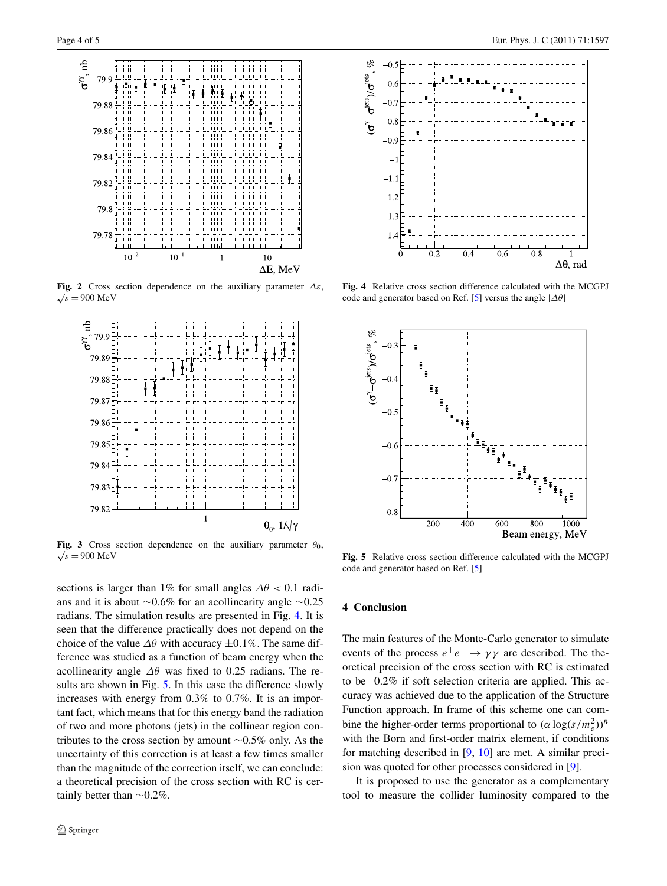**Fig. 2** Cross section dependence on the auxiliary parameter $\Delta\varepsilon$, $\sqrt{s} = 900$ MeV

**Fig. 3** Cross section dependence on the auxiliary parameter $\theta_0$, $\sqrt{s} = 900$ MeV

**Fig. 4** Relative cross section difference calculated with the MCGPJ code and generator based on Ref. [5] versus the angle $|\Delta\theta|$

**Fig. 5** Relative cross section difference calculated with the MCGPJ code and generator based on Ref. [5]

sections is larger than 1% for small angles $\Delta\theta < 0.1$ radians and it is about $\sim$0.6% for an acollinearity angle $\sim$0.25 radians. The simulation results are presented in Fig. 4. It is seen that the difference practically does not depend on the choice of the value $\Delta\theta$ with accuracy $\pm$0.1%. The same difference was studied as a function of beam energy when the acollinearity angle $\Delta\theta$ was fixed to 0.25 radians. The results are shown in Fig. 5. In this case the difference slowly increases with energy from 0.3% to 0.7%. It is an important fact, which means that for this energy band the radiation of two and more photons (jets) in the collinear region contributes to the cross section by amount $\sim$0.5% only. As the uncertainty of this correction is at least a few times smaller than the magnitude of the correction itself, we can conclude: a theoretical precision of the cross section with RC is certainly better than $\sim$0.2%.

## 4 Conclusion

The main features of the Monte-Carlo generator to simulate events of the process $e^+e^- \to \gamma\gamma$ are described. The theoretical precision of the cross section with RC is estimated to be 0.2% if soft selection criteria are applied. This accuracy was achieved due to the application of the Structure Function approach. In frame of this scheme one can combine the higher-order terms proportional to $(\alpha \log(s/m_e^2))^n$ with the Born and first-order matrix element, if conditions for matching described in [9, 10] are met. A similar precision was quoted for other processes considered in [9].

It is proposed to use the generator as a complementary tool to measure the collider luminosity compared to the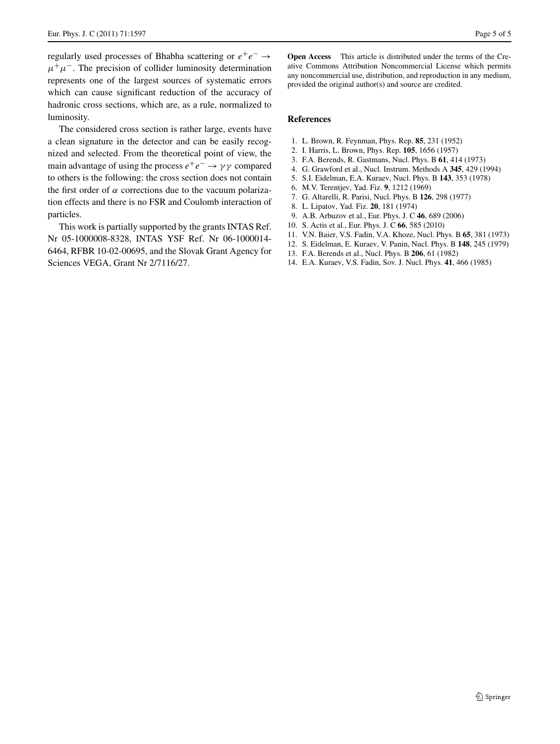regularly used processes of Bhabha scattering or $e^+e^- \to \mu^+\mu^-$. The precision of collider luminosity determination represents one of the largest sources of systematic errors which can cause significant reduction of the accuracy of hadronic cross sections, which are, as a rule, normalized to luminosity.

The considered cross section is rather large, events have a clean signature in the detector and can be easily recognized and selected. From the theoretical point of view, the main advantage of using the process $e^+e^- \to \gamma\gamma$ compared to others is the following: the cross section does not contain the first order of $\alpha$ corrections due to the vacuum polarization effects and there is no FSR and Coulomb interaction of particles.

This work is partially supported by the grants INTAS Ref. Nr 05-1000008-8328, INTAS YSF Ref. Nr 06-1000014-6464, RFBR 10-02-00695, and the Slovak Grant Agency for Sciences VEGA, Grant Nr 2/7116/27.

**Open Access** This article is distributed under the terms of the Creative Commons Attribution Noncommercial License which permits any noncommercial use, distribution, and reproduction in any medium, provided the original author(s) and source are credited.

## References

1. L. Brown, R. Feynman, Phys. Rep. **85**, 231 (1952)
2. I. Harris, L. Brown, Phys. Rep. **105**, 1656 (1957)
3. F.A. Berends, R. Gastmans, Nucl. Phys. B **61**, 414 (1973)
4. G. Grawford et al., Nucl. Instrum. Methods A **345**, 429 (1994)
5. S.I. Eidelman, E.A. Kuraev, Nucl. Phys. B **143**, 353 (1978)
6. M.V. Terentjev, Yad. Fiz. **9**, 1212 (1969)
7. G. Altarelli, R. Parisi, Nucl. Phys. B **126**, 298 (1977)
8. L. Lipatov, Yad. Fiz. **20**, 181 (1974)
9. A.B. Arbuzov et al., Eur. Phys. J. C **46**, 689 (2006)
10. S. Actis et al., Eur. Phys. J. C **66**, 585 (2010)
11. V.N. Baier, V.S. Fadin, V.A. Khoze, Nucl. Phys. B **65**, 381 (1973)
12. S. Eidelman, E. Kuraev, V. Panin, Nucl. Phys. B **148**, 245 (1979)
13. F.A. Berends et al., Nucl. Phys. B **206**, 61 (1982)
14. E.A. Kuraev, V.S. Fadin, Sov. J. Nucl. Phys. **41**, 466 (1985)